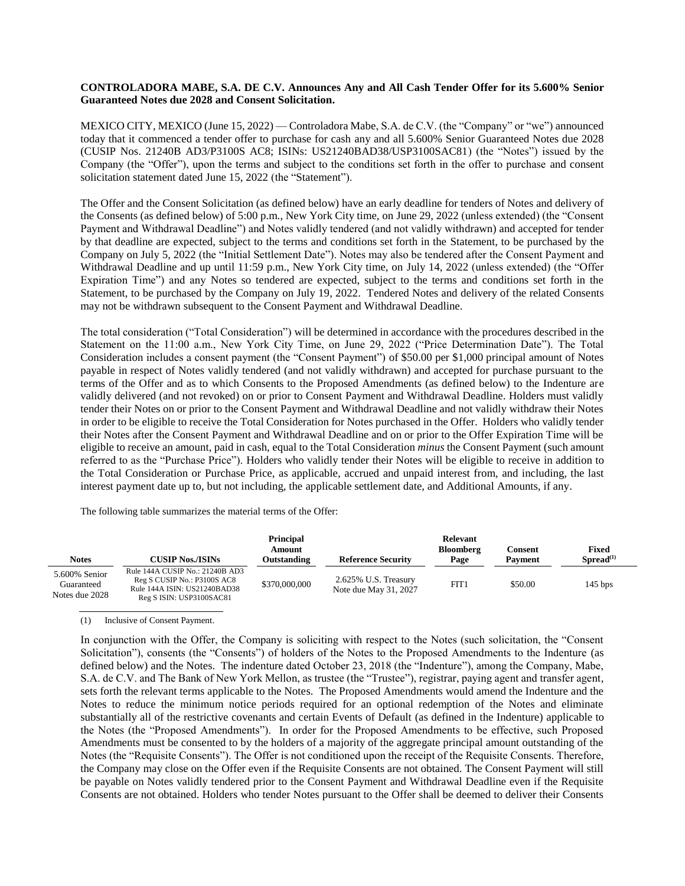**CONTROLADORA MABE, S.A. DE C.V. Announces Any and All Cash Tender Offer for its 5.600% Senior Guaranteed Notes due 2028 and Consent Solicitation.**

MEXICO CITY, MEXICO (June 15, 2022) — Controladora Mabe, S.A. de C.V. (the "Company" or "we") announced today that it commenced a tender offer to purchase for cash any and all 5.600% Senior Guaranteed Notes due 2028 (CUSIP Nos. 21240B AD3/P3100S AC8; ISINs: US21240BAD38/USP3100SAC81) (the "Notes") issued by the Company (the "Offer"), upon the terms and subject to the conditions set forth in the offer to purchase and consent solicitation statement dated June 15, 2022 (the "Statement").

The Offer and the Consent Solicitation (as defined below) have an early deadline for tenders of Notes and delivery of the Consents (as defined below) of 5:00 p.m., New York City time, on June 29, 2022 (unless extended) (the "Consent Payment and Withdrawal Deadline") and Notes validly tendered (and not validly withdrawn) and accepted for tender by that deadline are expected, subject to the terms and conditions set forth in the Statement, to be purchased by the Company on July 5, 2022 (the "Initial Settlement Date"). Notes may also be tendered after the Consent Payment and Withdrawal Deadline and up until 11:59 p.m., New York City time, on July 14, 2022 (unless extended) (the "Offer Expiration Time") and any Notes so tendered are expected, subject to the terms and conditions set forth in the Statement, to be purchased by the Company on July 19, 2022. Tendered Notes and delivery of the related Consents may not be withdrawn subsequent to the Consent Payment and Withdrawal Deadline.

The total consideration ("Total Consideration") will be determined in accordance with the procedures described in the Statement on the 11:00 a.m., New York City Time, on June 29, 2022 ("Price Determination Date"). The Total Consideration includes a consent payment (the "Consent Payment") of $50.00 per $1,000 principal amount of Notes payable in respect of Notes validly tendered (and not validly withdrawn) and accepted for purchase pursuant to the terms of the Offer and as to which Consents to the Proposed Amendments (as defined below) to the Indenture are validly delivered (and not revoked) on or prior to Consent Payment and Withdrawal Deadline. Holders must validly tender their Notes on or prior to the Consent Payment and Withdrawal Deadline and not validly withdraw their Notes in order to be eligible to receive the Total Consideration for Notes purchased in the Offer. Holders who validly tender their Notes after the Consent Payment and Withdrawal Deadline and on or prior to the Offer Expiration Time will be eligible to receive an amount, paid in cash, equal to the Total Consideration *minus* the Consent Payment (such amount referred to as the "Purchase Price"). Holders who validly tender their Notes will be eligible to receive in addition to the Total Consideration or Purchase Price, as applicable, accrued and unpaid interest from, and including, the last interest payment date up to, but not including, the applicable settlement date, and Additional Amounts, if any.

The following table summarizes the material terms of the Offer:

| Notes | CUSIP Nos./ISINs | Principal Amount Outstanding | Reference Security | Relevant Bloomberg Page | Consent Payment | Fixed Spread[(1)] |
|---|---|---|---|---|---|---|
| 5.600% Senior Guaranteed Notes due 2028 | Rule 144A CUSIP No.: 21240B AD3<br>Reg S CUSIP No.: P3100S AC8<br>Rule 144A ISIN: US21240BAD38<br>Reg S ISIN: USP3100SAC81 | $370,000,000 | 2.625% U.S. Treasury Note due May 31, 2027 | FIT1 | $50.00 | 145 bps |

(1) Inclusive of Consent Payment.

In conjunction with the Offer, the Company is soliciting with respect to the Notes (such solicitation, the "Consent Solicitation"), consents (the "Consents") of holders of the Notes to the Proposed Amendments to the Indenture (as defined below) and the Notes. The indenture dated October 23, 2018 (the "Indenture"), among the Company, Mabe, S.A. de C.V. and The Bank of New York Mellon, as trustee (the "Trustee"), registrar, paying agent and transfer agent, sets forth the relevant terms applicable to the Notes. The Proposed Amendments would amend the Indenture and the Notes to reduce the minimum notice periods required for an optional redemption of the Notes and eliminate substantially all of the restrictive covenants and certain Events of Default (as defined in the Indenture) applicable to the Notes (the "Proposed Amendments"). In order for the Proposed Amendments to be effective, such Proposed Amendments must be consented to by the holders of a majority of the aggregate principal amount outstanding of the Notes (the "Requisite Consents"). The Offer is not conditioned upon the receipt of the Requisite Consents. Therefore, the Company may close on the Offer even if the Requisite Consents are not obtained. The Consent Payment will still be payable on Notes validly tendered prior to the Consent Payment and Withdrawal Deadline even if the Requisite Consents are not obtained. Holders who tender Notes pursuant to the Offer shall be deemed to deliver their Consents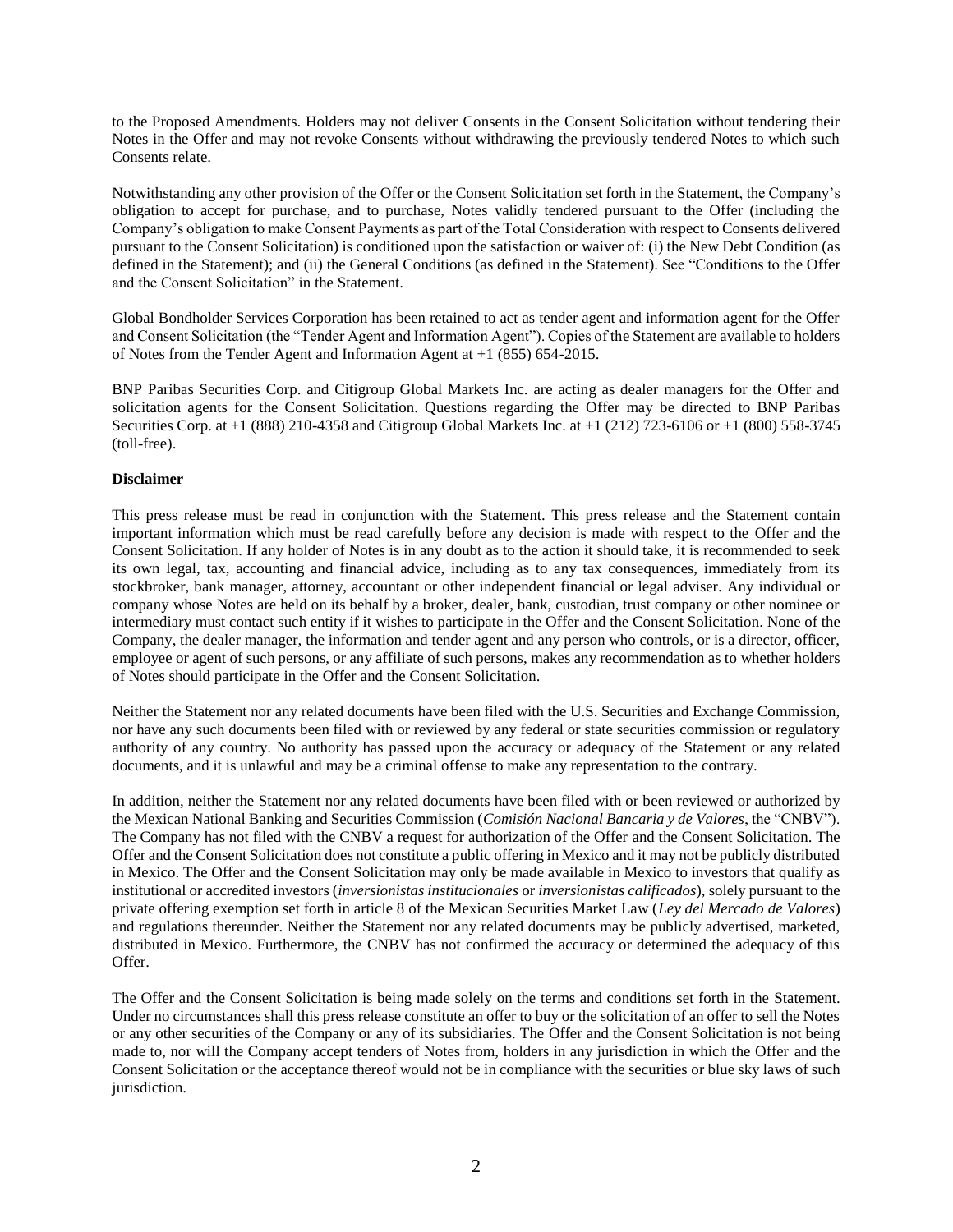to the Proposed Amendments. Holders may not deliver Consents in the Consent Solicitation without tendering their Notes in the Offer and may not revoke Consents without withdrawing the previously tendered Notes to which such Consents relate.

Notwithstanding any other provision of the Offer or the Consent Solicitation set forth in the Statement, the Company's obligation to accept for purchase, and to purchase, Notes validly tendered pursuant to the Offer (including the Company's obligation to make Consent Payments as part of the Total Consideration with respect to Consents delivered pursuant to the Consent Solicitation) is conditioned upon the satisfaction or waiver of: (i) the New Debt Condition (as defined in the Statement); and (ii) the General Conditions (as defined in the Statement). See "Conditions to the Offer and the Consent Solicitation" in the Statement.

Global Bondholder Services Corporation has been retained to act as tender agent and information agent for the Offer and Consent Solicitation (the "Tender Agent and Information Agent"). Copies of the Statement are available to holders of Notes from the Tender Agent and Information Agent at +1 (855) 654-2015.

BNP Paribas Securities Corp. and Citigroup Global Markets Inc. are acting as dealer managers for the Offer and solicitation agents for the Consent Solicitation. Questions regarding the Offer may be directed to BNP Paribas Securities Corp. at +1 (888) 210-4358 and Citigroup Global Markets Inc. at +1 (212) 723-6106 or +1 (800) 558-3745 (toll-free).

**Disclaimer**

This press release must be read in conjunction with the Statement. This press release and the Statement contain important information which must be read carefully before any decision is made with respect to the Offer and the Consent Solicitation. If any holder of Notes is in any doubt as to the action it should take, it is recommended to seek its own legal, tax, accounting and financial advice, including as to any tax consequences, immediately from its stockbroker, bank manager, attorney, accountant or other independent financial or legal adviser. Any individual or company whose Notes are held on its behalf by a broker, dealer, bank, custodian, trust company or other nominee or intermediary must contact such entity if it wishes to participate in the Offer and the Consent Solicitation. None of the Company, the dealer manager, the information and tender agent and any person who controls, or is a director, officer, employee or agent of such persons, or any affiliate of such persons, makes any recommendation as to whether holders of Notes should participate in the Offer and the Consent Solicitation.

Neither the Statement nor any related documents have been filed with the U.S. Securities and Exchange Commission, nor have any such documents been filed with or reviewed by any federal or state securities commission or regulatory authority of any country. No authority has passed upon the accuracy or adequacy of the Statement or any related documents, and it is unlawful and may be a criminal offense to make any representation to the contrary.

In addition, neither the Statement nor any related documents have been filed with or been reviewed or authorized by the Mexican National Banking and Securities Commission (*Comisión Nacional Bancaria y de Valores*, the "CNBV"). The Company has not filed with the CNBV a request for authorization of the Offer and the Consent Solicitation. The Offer and the Consent Solicitation does not constitute a public offering in Mexico and it may not be publicly distributed in Mexico. The Offer and the Consent Solicitation may only be made available in Mexico to investors that qualify as institutional or accredited investors (*inversionistas institucionales* or *inversionistas calificados*), solely pursuant to the private offering exemption set forth in article 8 of the Mexican Securities Market Law (*Ley del Mercado de Valores*) and regulations thereunder. Neither the Statement nor any related documents may be publicly advertised, marketed, distributed in Mexico. Furthermore, the CNBV has not confirmed the accuracy or determined the adequacy of this Offer.

The Offer and the Consent Solicitation is being made solely on the terms and conditions set forth in the Statement. Under no circumstances shall this press release constitute an offer to buy or the solicitation of an offer to sell the Notes or any other securities of the Company or any of its subsidiaries. The Offer and the Consent Solicitation is not being made to, nor will the Company accept tenders of Notes from, holders in any jurisdiction in which the Offer and the Consent Solicitation or the acceptance thereof would not be in compliance with the securities or blue sky laws of such jurisdiction.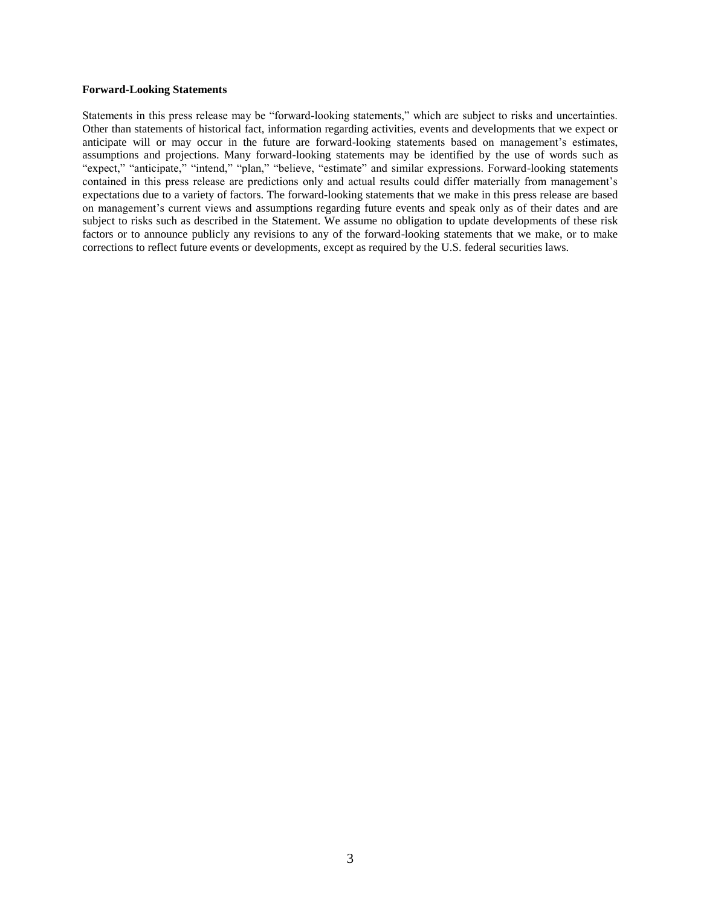**Forward-Looking Statements**

Statements in this press release may be "forward-looking statements," which are subject to risks and uncertainties. Other than statements of historical fact, information regarding activities, events and developments that we expect or anticipate will or may occur in the future are forward-looking statements based on management's estimates, assumptions and projections. Many forward-looking statements may be identified by the use of words such as "expect," "anticipate," "intend," "plan," "believe, "estimate" and similar expressions. Forward-looking statements contained in this press release are predictions only and actual results could differ materially from management's expectations due to a variety of factors. The forward-looking statements that we make in this press release are based on management's current views and assumptions regarding future events and speak only as of their dates and are subject to risks such as described in the Statement. We assume no obligation to update developments of these risk factors or to announce publicly any revisions to any of the forward-looking statements that we make, or to make corrections to reflect future events or developments, except as required by the U.S. federal securities laws.